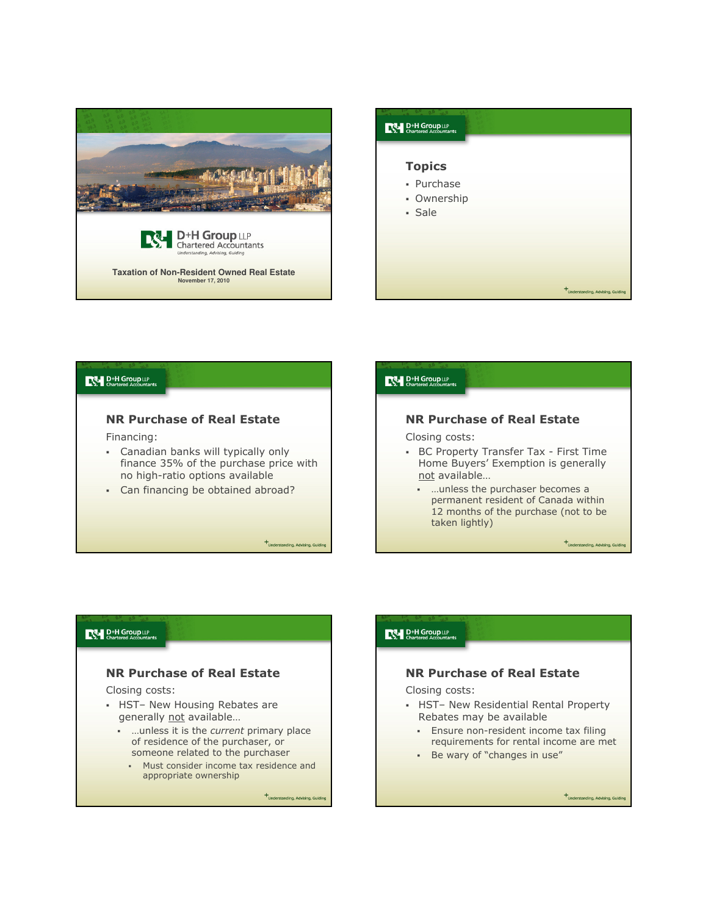D+H Group LLP
Chartered Accountants
*Understanding, Advising, Guiding*

# Taxation of Non-Resident Owned Real Estate

November 17, 2010

## Topics

- Purchase
- Ownership
- Sale

## NR Purchase of Real Estate

Financing:

- Canadian banks will typically only finance 35% of the purchase price with no high-ratio options available
- Can financing be obtained abroad?

## NR Purchase of Real Estate

Closing costs:

- BC Property Transfer Tax - First Time Home Buyers' Exemption is generally <u>not</u> available…
  - …unless the purchaser becomes a permanent resident of Canada within 12 months of the purchase (not to be taken lightly)

## NR Purchase of Real Estate

Closing costs:

- HST– New Housing Rebates are generally <u>not</u> available…
  - …unless it is the *current* primary place of residence of the purchaser, or someone related to the purchaser
    - Must consider income tax residence and appropriate ownership

## NR Purchase of Real Estate

Closing costs:

- HST– New Residential Rental Property Rebates may be available
  - Ensure non-resident income tax filing requirements for rental income are met
  - Be wary of "changes in use"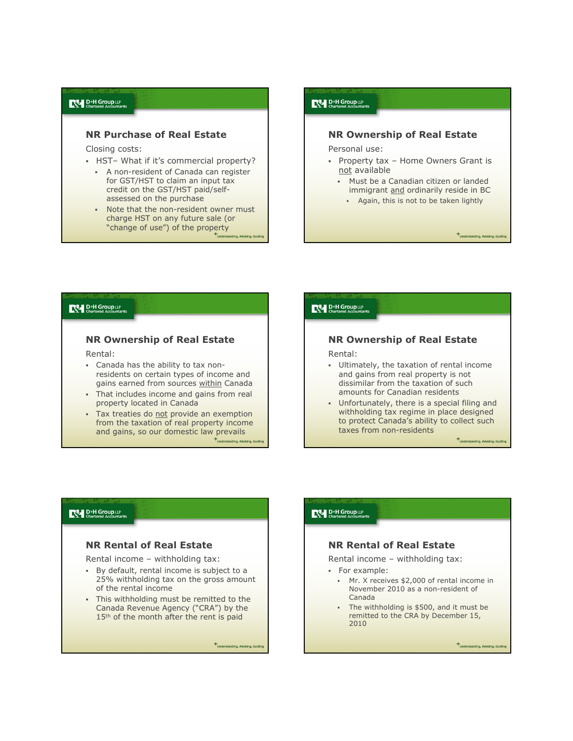## NR Purchase of Real Estate

Closing costs:

- HST– What if it's commercial property?
  - A non-resident of Canada can register for GST/HST to claim an input tax credit on the GST/HST paid/self-assessed on the purchase
  - Note that the non-resident owner must charge HST on any future sale (or "change of use") of the property

## NR Ownership of Real Estate

Personal use:

- Property tax – Home Owners Grant is not available
  - Must be a Canadian citizen or landed immigrant and ordinarily reside in BC
    - Again, this is not to be taken lightly

## NR Ownership of Real Estate

Rental:

- Canada has the ability to tax non-residents on certain types of income and gains earned from sources within Canada
- That includes income and gains from real property located in Canada
- Tax treaties do not provide an exemption from the taxation of real property income and gains, so our domestic law prevails

## NR Ownership of Real Estate

Rental:

- Ultimately, the taxation of rental income and gains from real property is not dissimilar from the taxation of such amounts for Canadian residents
- Unfortunately, there is a special filing and withholding tax regime in place designed to protect Canada's ability to collect such taxes from non-residents

## NR Rental of Real Estate

Rental income – withholding tax:

- By default, rental income is subject to a 25% withholding tax on the gross amount of the rental income
- This withholding must be remitted to the Canada Revenue Agency ("CRA") by the 15th of the month after the rent is paid

## NR Rental of Real Estate

Rental income – withholding tax:

- For example:
  - Mr. X receives $2,000 of rental income in November 2010 as a non-resident of Canada
  - The withholding is $500, and it must be remitted to the CRA by December 15, 2010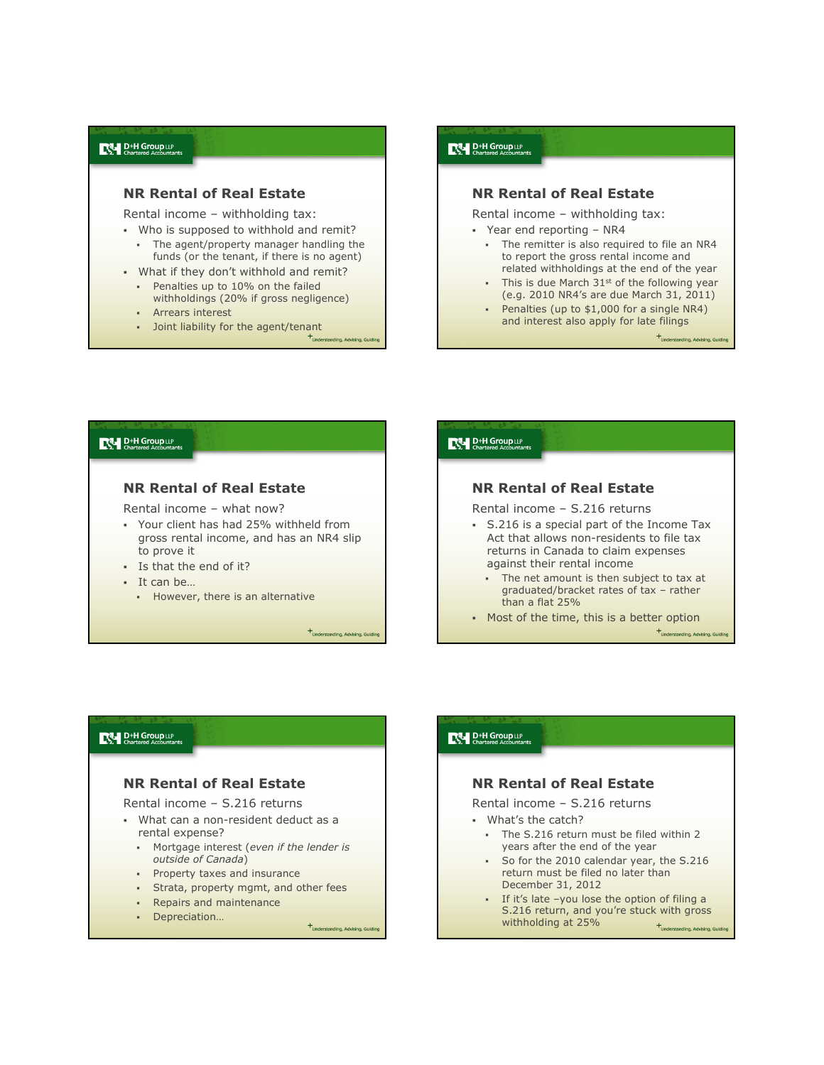## NR Rental of Real Estate

Rental income – withholding tax:

- Who is supposed to withhold and remit?
  - The agent/property manager handling the funds (or the tenant, if there is no agent)
- What if they don't withhold and remit?
  - Penalties up to 10% on the failed withholdings (20% if gross negligence)
  - Arrears interest
  - Joint liability for the agent/tenant

## NR Rental of Real Estate

Rental income – withholding tax:

- Year end reporting – NR4
  - The remitter is also required to file an NR4 to report the gross rental income and related withholdings at the end of the year
  - This is due March 31st of the following year (e.g. 2010 NR4's are due March 31, 2011)
  - Penalties (up to $1,000 for a single NR4) and interest also apply for late filings

## NR Rental of Real Estate

Rental income – what now?

- Your client has had 25% withheld from gross rental income, and has an NR4 slip to prove it
- Is that the end of it?
- It can be…
  - However, there is an alternative

## NR Rental of Real Estate

Rental income – S.216 returns

- S.216 is a special part of the Income Tax Act that allows non-residents to file tax returns in Canada to claim expenses against their rental income
  - The net amount is then subject to tax at graduated/bracket rates of tax – rather than a flat 25%
- Most of the time, this is a better option

## NR Rental of Real Estate

Rental income – S.216 returns

- What can a non-resident deduct as a rental expense?
  - Mortgage interest (*even if the lender is outside of Canada*)
  - Property taxes and insurance
  - Strata, property mgmt, and other fees
  - Repairs and maintenance
  - Depreciation…

## NR Rental of Real Estate

Rental income – S.216 returns

- What's the catch?
  - The S.216 return must be filed within 2 years after the end of the year
  - So for the 2010 calendar year, the S.216 return must be filed no later than December 31, 2012
  - If it's late –you lose the option of filing a S.216 return, and you're stuck with gross withholding at 25%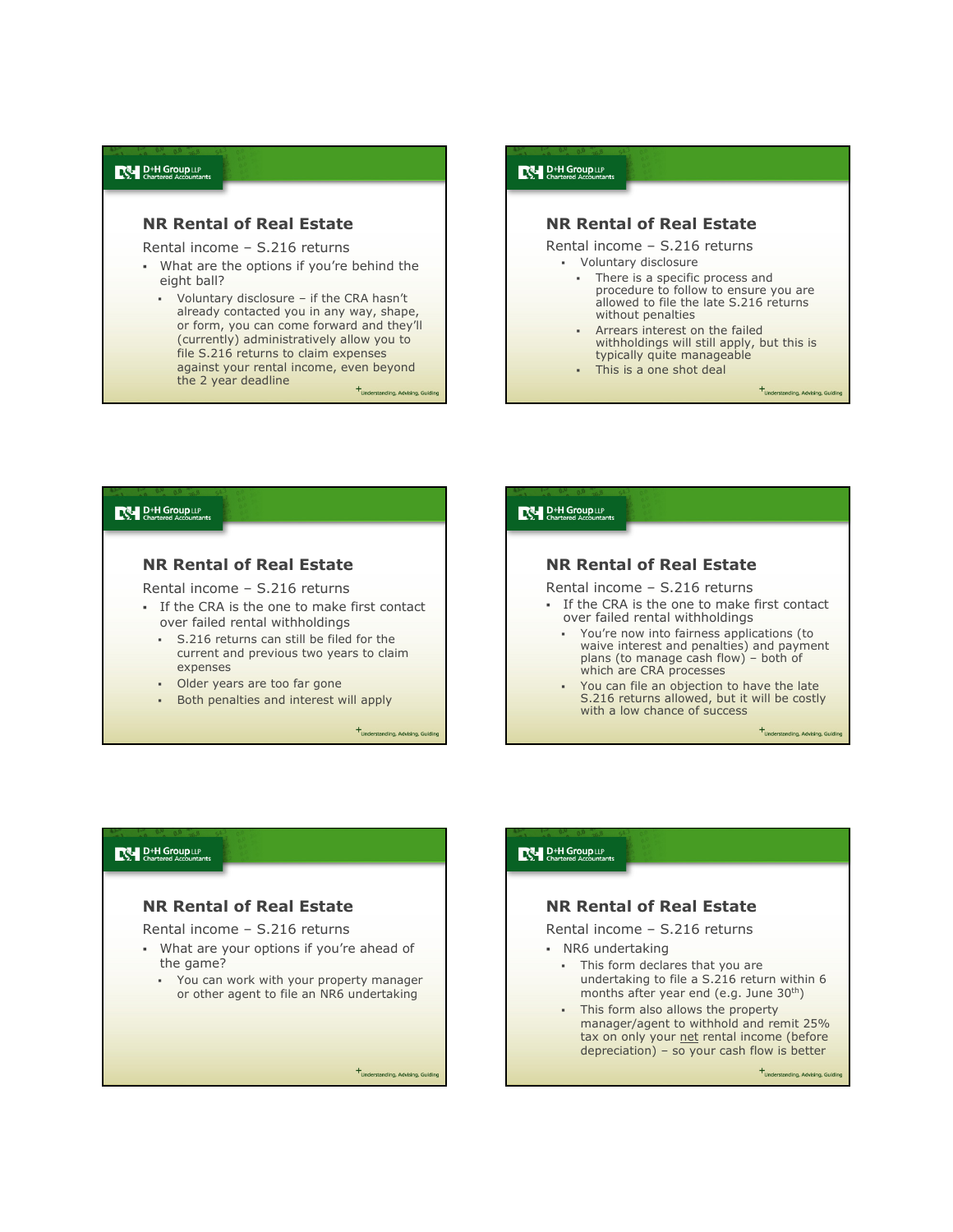## NR Rental of Real Estate

Rental income – S.216 returns

- What are the options if you're behind the eight ball?
  - Voluntary disclosure – if the CRA hasn't already contacted you in any way, shape, or form, you can come forward and they'll (currently) administratively allow you to file S.216 returns to claim expenses against your rental income, even beyond the 2 year deadline

## NR Rental of Real Estate

Rental income – S.216 returns

- Voluntary disclosure
  - There is a specific process and procedure to follow to ensure you are allowed to file the late S.216 returns without penalties
  - Arrears interest on the failed withholdings will still apply, but this is typically quite manageable
  - This is a one shot deal

## NR Rental of Real Estate

Rental income – S.216 returns

- If the CRA is the one to make first contact over failed rental withholdings
  - S.216 returns can still be filed for the current and previous two years to claim expenses
  - Older years are too far gone
  - Both penalties and interest will apply

## NR Rental of Real Estate

Rental income – S.216 returns

- If the CRA is the one to make first contact over failed rental withholdings
  - You're now into fairness applications (to waive interest and penalties) and payment plans (to manage cash flow) – both of which are CRA processes
  - You can file an objection to have the late S.216 returns allowed, but it will be costly with a low chance of success

## NR Rental of Real Estate

Rental income – S.216 returns

- What are your options if you're ahead of the game?
  - You can work with your property manager or other agent to file an NR6 undertaking

## NR Rental of Real Estate

Rental income – S.216 returns

- NR6 undertaking
  - This form declares that you are undertaking to file a S.216 return within 6 months after year end (e.g. June 30th)
  - This form also allows the property manager/agent to withhold and remit 25% tax on only your <u>net</u> rental income (before depreciation) – so your cash flow is better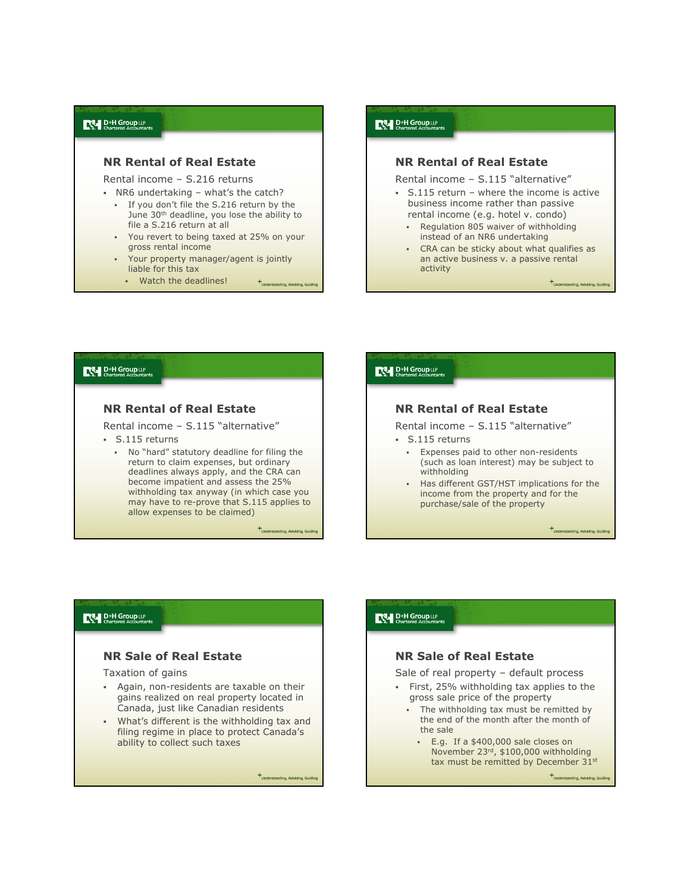## NR Rental of Real Estate

Rental income – S.216 returns

- NR6 undertaking – what's the catch?
  - If you don't file the S.216 return by the June 30th deadline, you lose the ability to file a S.216 return at all
  - You revert to being taxed at 25% on your gross rental income
  - Your property manager/agent is jointly liable for this tax
    - Watch the deadlines!

## NR Rental of Real Estate

Rental income – S.115 "alternative"

- S.115 return – where the income is active business income rather than passive rental income (e.g. hotel v. condo)
  - Regulation 805 waiver of withholding instead of an NR6 undertaking
  - CRA can be sticky about what qualifies as an active business v. a passive rental activity

## NR Rental of Real Estate

Rental income – S.115 "alternative"

- S.115 returns
  - No "hard" statutory deadline for filing the return to claim expenses, but ordinary deadlines always apply, and the CRA can become impatient and assess the 25% withholding tax anyway (in which case you may have to re-prove that S.115 applies to allow expenses to be claimed)

## NR Rental of Real Estate

Rental income – S.115 "alternative"

- S.115 returns
  - Expenses paid to other non-residents (such as loan interest) may be subject to withholding
  - Has different GST/HST implications for the income from the property and for the purchase/sale of the property

## NR Sale of Real Estate

Taxation of gains

- Again, non-residents are taxable on their gains realized on real property located in Canada, just like Canadian residents
- What's different is the withholding tax and filing regime in place to protect Canada's ability to collect such taxes

## NR Sale of Real Estate

Sale of real property – default process

- First, 25% withholding tax applies to the gross sale price of the property
  - The withholding tax must be remitted by the end of the month after the month of the sale
    - E.g. If a $400,000 sale closes on November 23rd, $100,000 withholding tax must be remitted by December 31st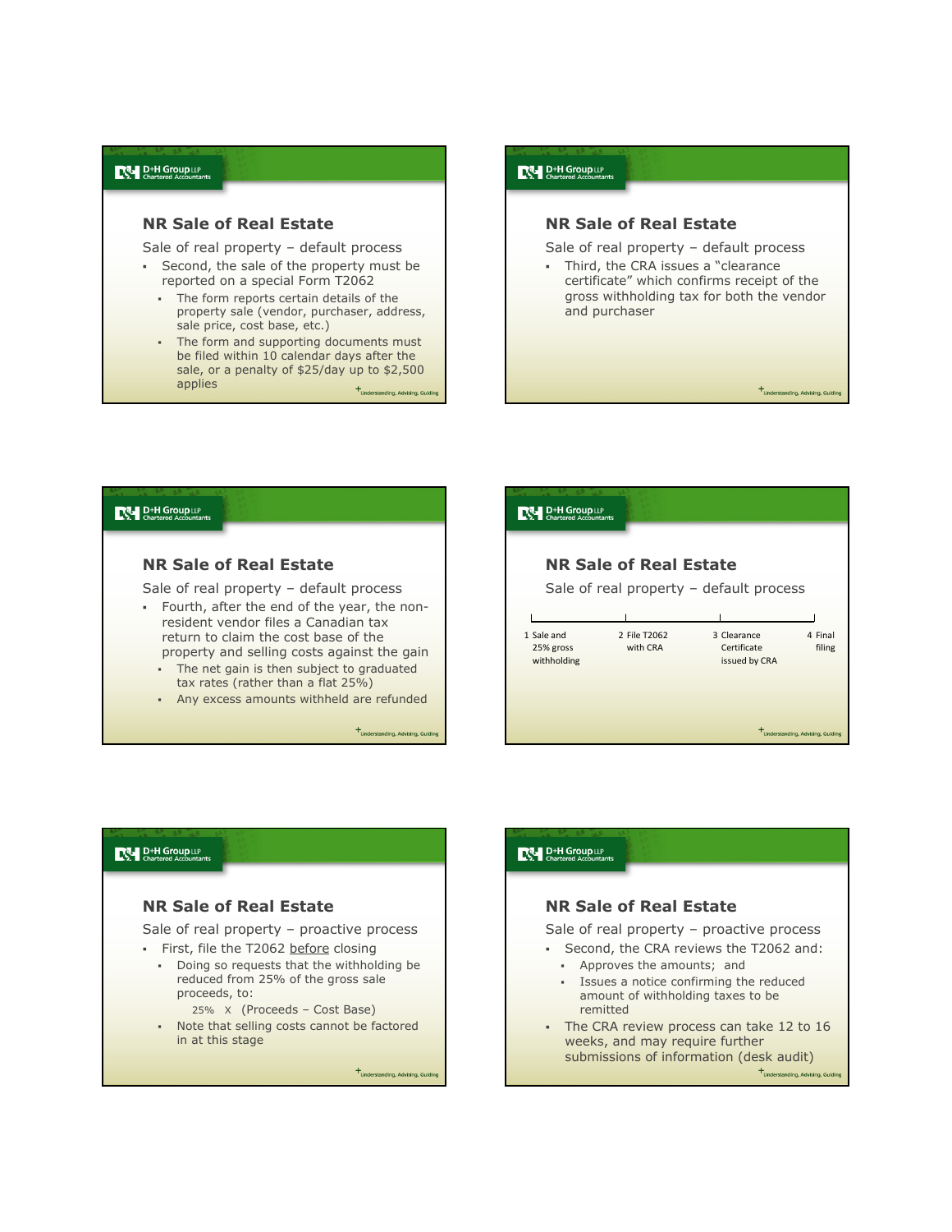## NR Sale of Real Estate

Sale of real property – default process

- Second, the sale of the property must be reported on a special Form T2062
  - The form reports certain details of the property sale (vendor, purchaser, address, sale price, cost base, etc.)
  - The form and supporting documents must be filed within 10 calendar days after the sale, or a penalty of $25/day up to $2,500 applies

## NR Sale of Real Estate

Sale of real property – default process

- Third, the CRA issues a "clearance certificate" which confirms receipt of the gross withholding tax for both the vendor and purchaser

## NR Sale of Real Estate

Sale of real property – default process

- Fourth, after the end of the year, the non-resident vendor files a Canadian tax return to claim the cost base of the property and selling costs against the gain
  - The net gain is then subject to graduated tax rates (rather than a flat 25%)
  - Any excess amounts withheld are refunded

## NR Sale of Real Estate

Sale of real property – default process

1. Sale and 25% gross withholding
2. File T2062 with CRA
3. Clearance Certificate issued by CRA
4. Final filing

## NR Sale of Real Estate

Sale of real property – proactive process

- First, file the T2062 before closing
  - Doing so requests that the withholding be reduced from 25% of the gross sale proceeds, to:
    - 25% X (Proceeds – Cost Base)
  - Note that selling costs cannot be factored in at this stage

## NR Sale of Real Estate

Sale of real property – proactive process

- Second, the CRA reviews the T2062 and:
  - Approves the amounts; and
  - Issues a notice confirming the reduced amount of withholding taxes to be remitted
- The CRA review process can take 12 to 16 weeks, and may require further submissions of information (desk audit)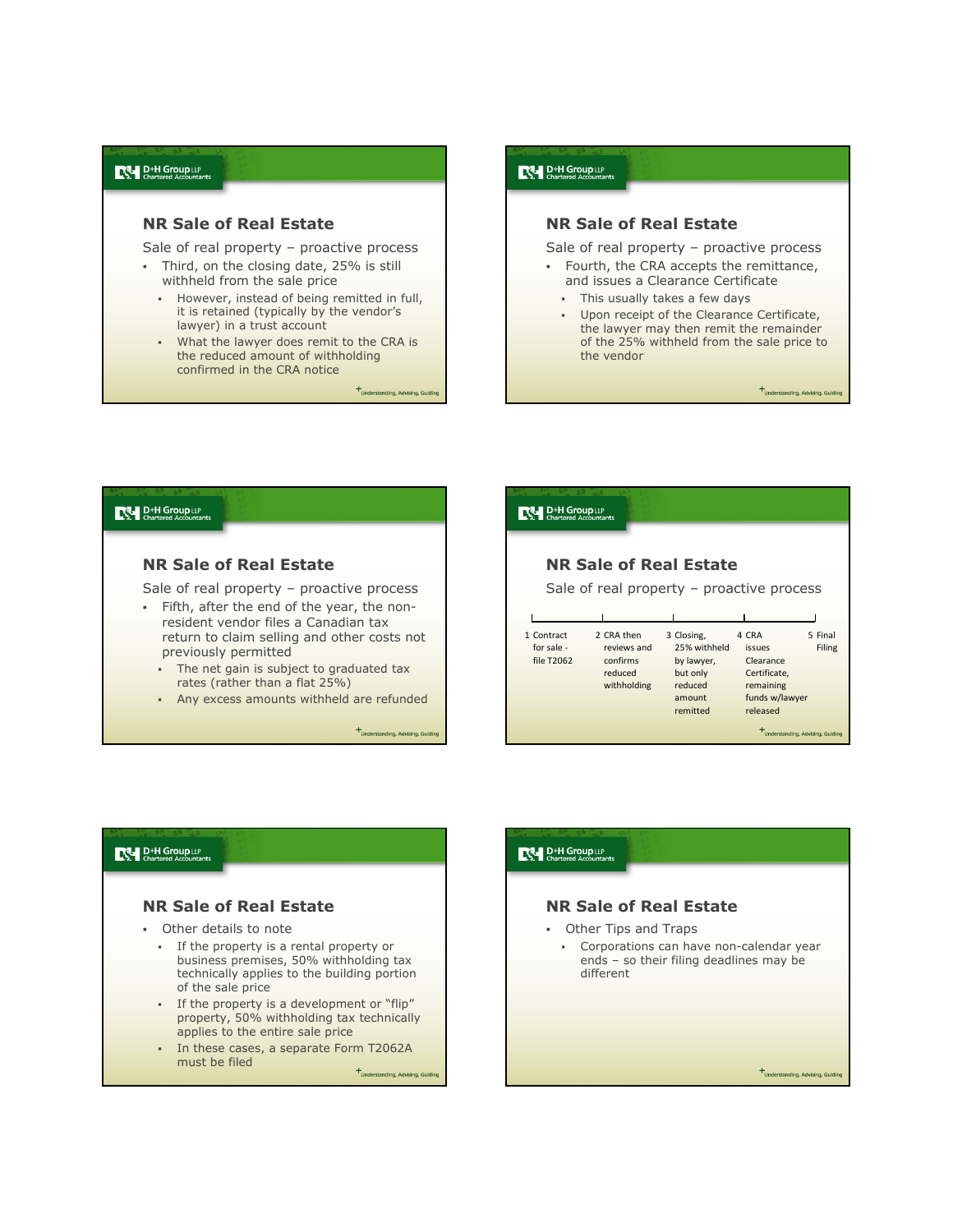## NR Sale of Real Estate

Sale of real property – proactive process

- Third, on the closing date, 25% is still withheld from the sale price
  - However, instead of being remitted in full, it is retained (typically by the vendor's lawyer) in a trust account
  - What the lawyer does remit to the CRA is the reduced amount of withholding confirmed in the CRA notice

## NR Sale of Real Estate

Sale of real property – proactive process

- Fourth, the CRA accepts the remittance, and issues a Clearance Certificate
  - This usually takes a few days
  - Upon receipt of the Clearance Certificate, the lawyer may then remit the remainder of the 25% withheld from the sale price to the vendor

## NR Sale of Real Estate

Sale of real property – proactive process

- Fifth, after the end of the year, the non-resident vendor files a Canadian tax return to claim selling and other costs not previously permitted
  - The net gain is subject to graduated tax rates (rather than a flat 25%)
  - Any excess amounts withheld are refunded

## NR Sale of Real Estate

Sale of real property – proactive process

1. Contract for sale - file T2062
2. CRA then reviews and confirms reduced withholding
3. Closing, 25% withheld by lawyer, but only reduced amount remitted
4. CRA issues Clearance Certificate, remaining funds w/lawyer released
5. Final Filing

## NR Sale of Real Estate

- Other details to note
  - If the property is a rental property or business premises, 50% withholding tax technically applies to the building portion of the sale price
  - If the property is a development or "flip" property, 50% withholding tax technically applies to the entire sale price
  - In these cases, a separate Form T2062A must be filed

## NR Sale of Real Estate

- Other Tips and Traps
  - Corporations can have non-calendar year ends – so their filing deadlines may be different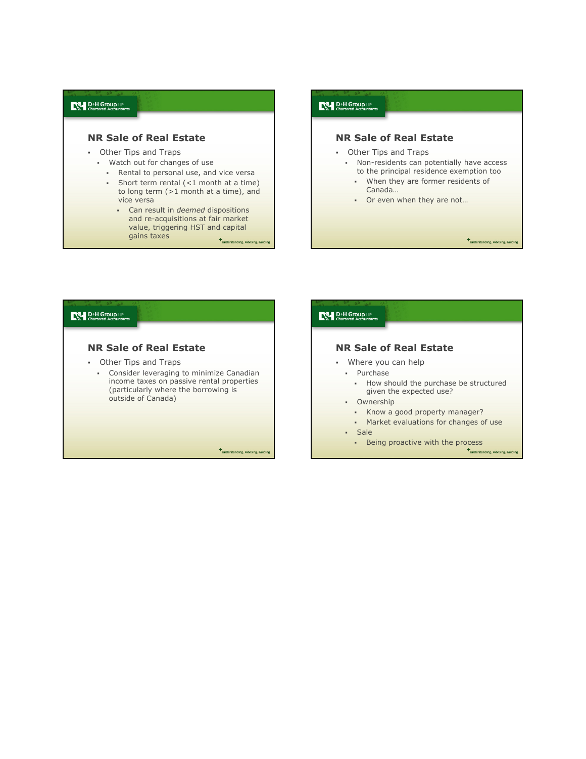## NR Sale of Real Estate

- Other Tips and Traps
  - Watch out for changes of use
    - Rental to personal use, and vice versa
    - Short term rental (<1 month at a time) to long term (>1 month at a time), and vice versa
      - Can result in *deemed* dispositions and re-acquisitions at fair market value, triggering HST and capital gains taxes

## NR Sale of Real Estate

- Other Tips and Traps
  - Non-residents can potentially have access to the principal residence exemption too
    - When they are former residents of Canada…
    - Or even when they are not…

## NR Sale of Real Estate

- Other Tips and Traps
  - Consider leveraging to minimize Canadian income taxes on passive rental properties (particularly where the borrowing is outside of Canada)

## NR Sale of Real Estate

- Where you can help
  - Purchase
    - How should the purchase be structured given the expected use?
  - Ownership
    - Know a good property manager?
    - Market evaluations for changes of use
  - Sale
    - Being proactive with the process